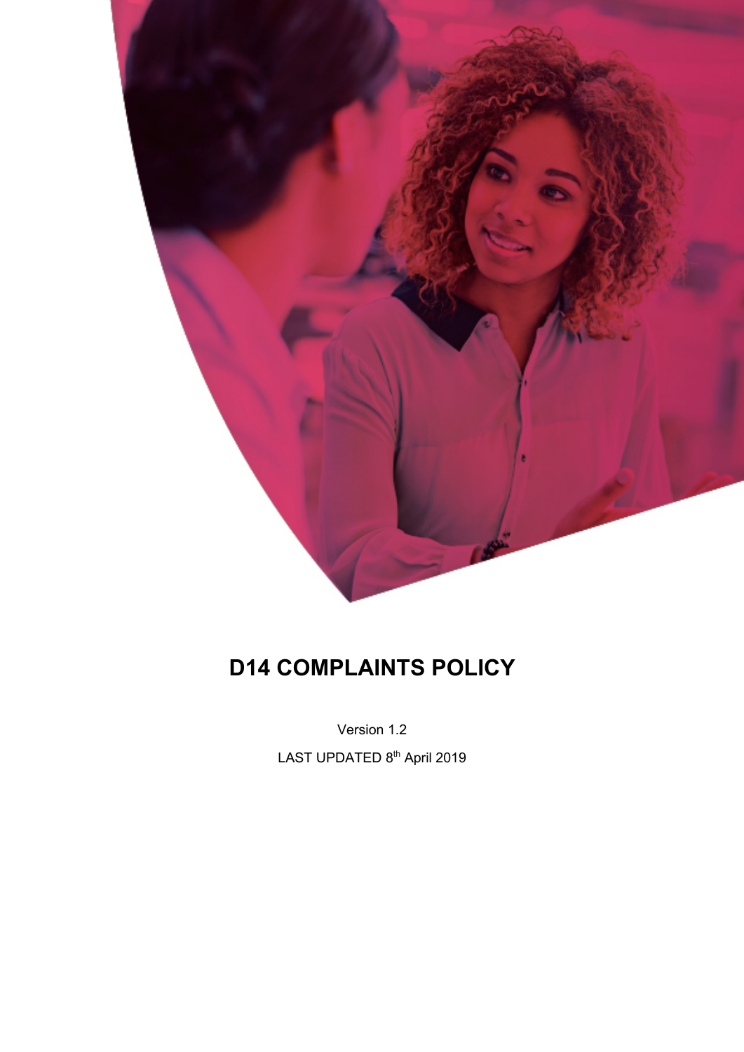# D14 COMPLAINTS POLICY

Version 1.2

LAST UPDATED 8th April 2019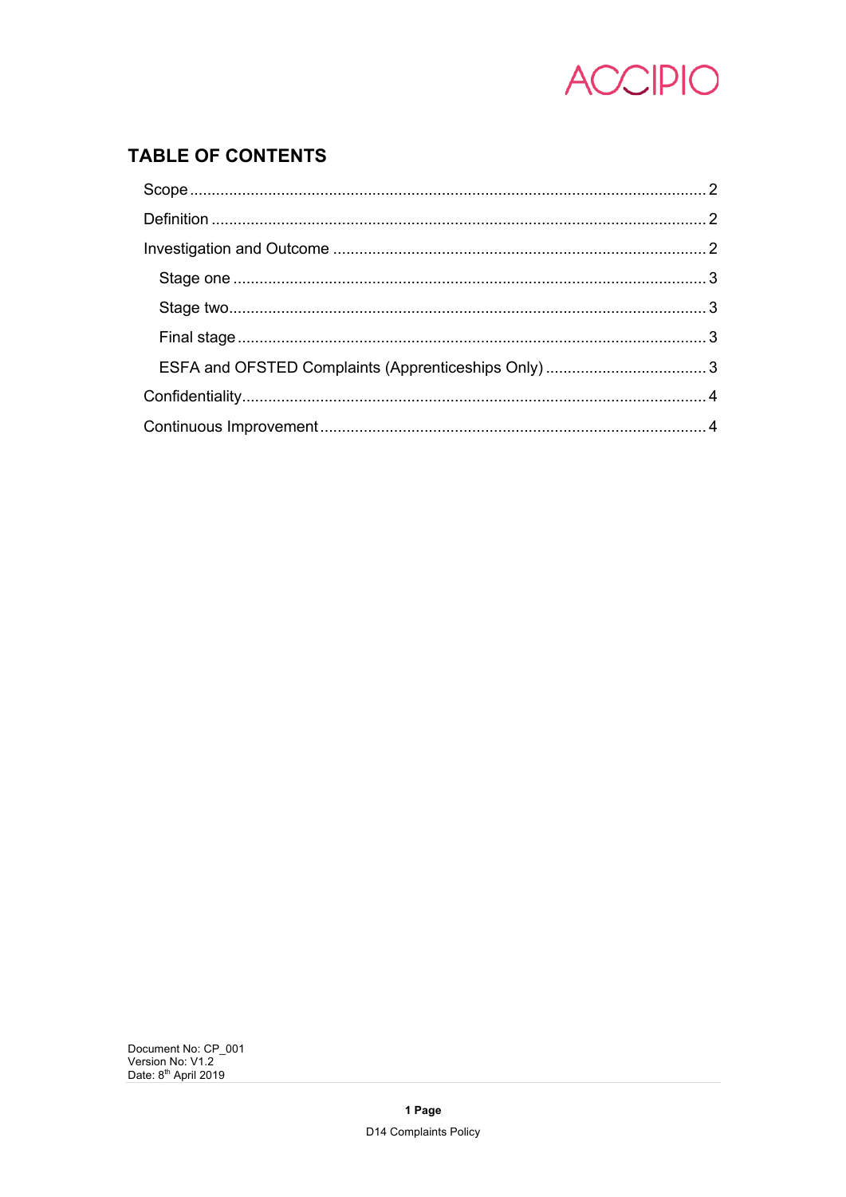## TABLE OF CONTENTS

- Scope ..................................................................................................... 2
- Definition ................................................................................................ 2
- Investigation and Outcome .................................................................... 2
  - Stage one .......................................................................................... 3
  - Stage two ........................................................................................... 3
  - Final stage ......................................................................................... 3
  - ESFA and OFSTED Complaints (Apprenticeships Only) .................................. 3
- Confidentiality ......................................................................................... 4
- Continuous Improvement ....................................................................... 4

Document No: CP_001
Version No: V1.2
Date: 8th April 2019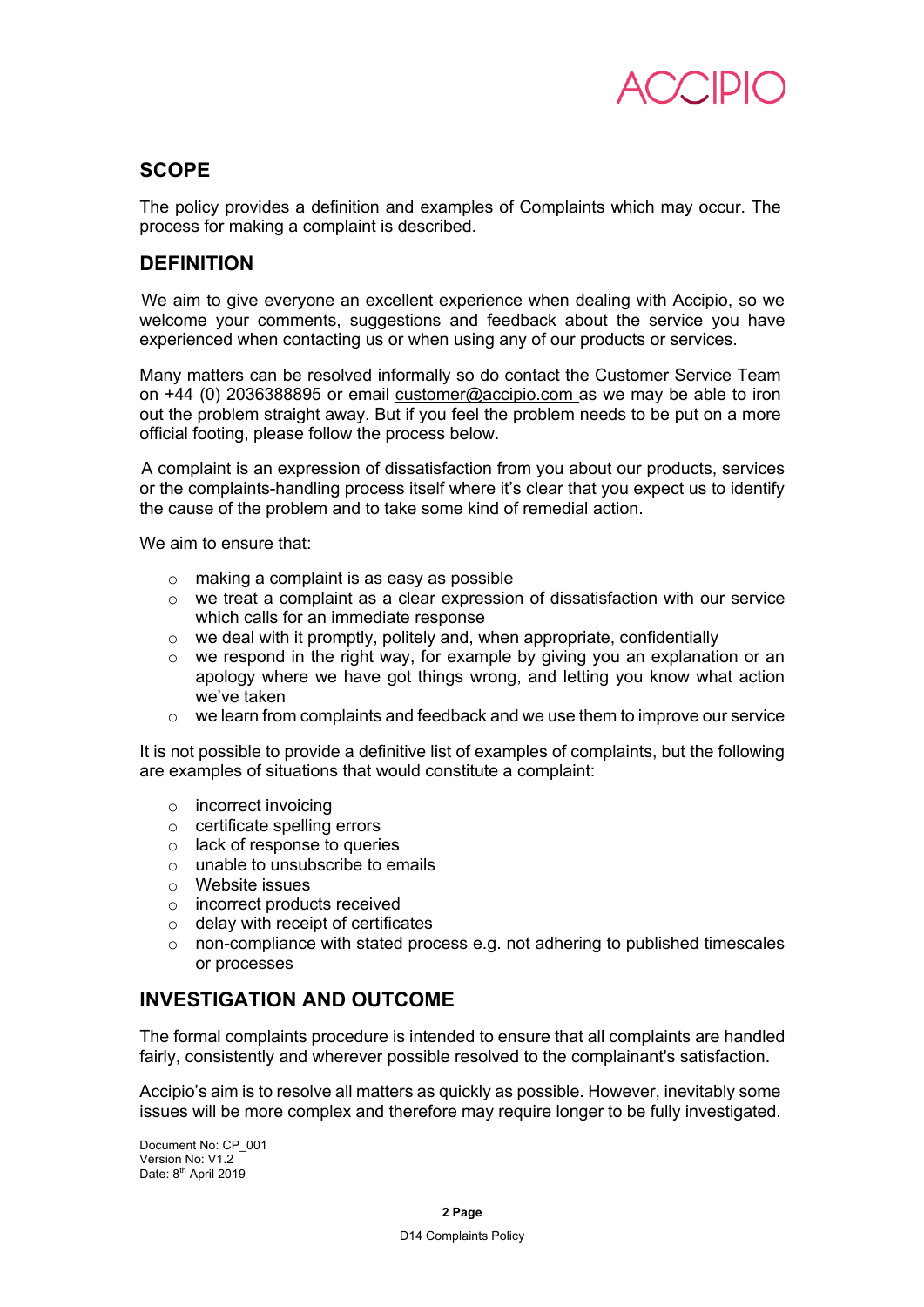## SCOPE

The policy provides a definition and examples of Complaints which may occur. The process for making a complaint is described.

## DEFINITION

We aim to give everyone an excellent experience when dealing with Accipio, so we welcome your comments, suggestions and feedback about the service you have experienced when contacting us or when using any of our products or services.

Many matters can be resolved informally so do contact the Customer Service Team on +44 (0) 2036388895 or email customer@accipio.com as we may be able to iron out the problem straight away. But if you feel the problem needs to be put on a more official footing, please follow the process below.

A complaint is an expression of dissatisfaction from you about our products, services or the complaints-handling process itself where it's clear that you expect us to identify the cause of the problem and to take some kind of remedial action.

We aim to ensure that:

- making a complaint is as easy as possible
- we treat a complaint as a clear expression of dissatisfaction with our service which calls for an immediate response
- we deal with it promptly, politely and, when appropriate, confidentially
- we respond in the right way, for example by giving you an explanation or an apology where we have got things wrong, and letting you know what action we've taken
- we learn from complaints and feedback and we use them to improve our service

It is not possible to provide a definitive list of examples of complaints, but the following are examples of situations that would constitute a complaint:

- incorrect invoicing
- certificate spelling errors
- lack of response to queries
- unable to unsubscribe to emails
- Website issues
- incorrect products received
- delay with receipt of certificates
- non-compliance with stated process e.g. not adhering to published timescales or processes

## INVESTIGATION AND OUTCOME

The formal complaints procedure is intended to ensure that all complaints are handled fairly, consistently and wherever possible resolved to the complainant's satisfaction.

Accipio's aim is to resolve all matters as quickly as possible. However, inevitably some issues will be more complex and therefore may require longer to be fully investigated.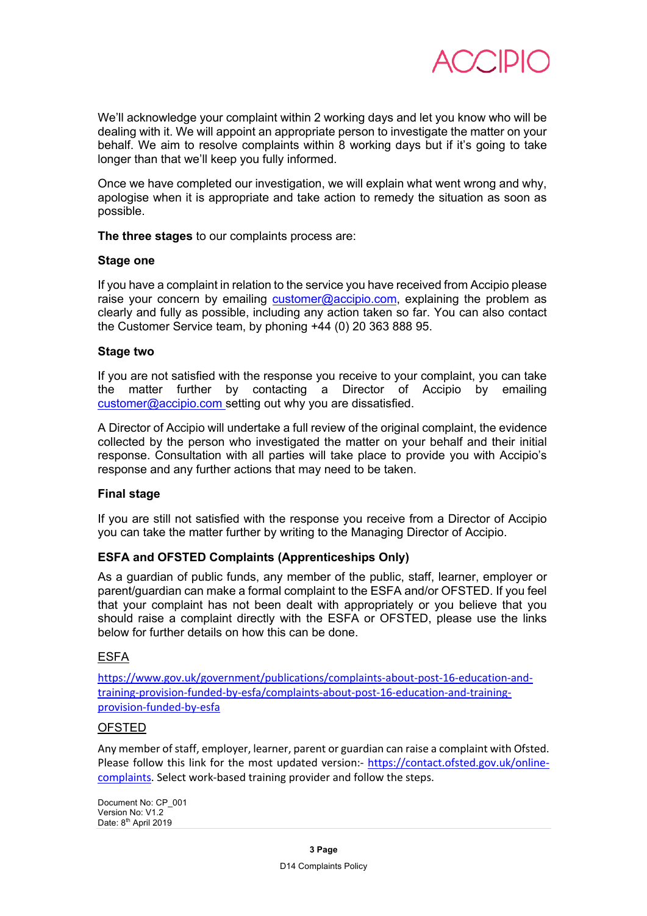We'll acknowledge your complaint within 2 working days and let you know who will be dealing with it. We will appoint an appropriate person to investigate the matter on your behalf. We aim to resolve complaints within 8 working days but if it's going to take longer than that we'll keep you fully informed.

Once we have completed our investigation, we will explain what went wrong and why, apologise when it is appropriate and take action to remedy the situation as soon as possible.

**The three stages** to our complaints process are:

### Stage one

If you have a complaint in relation to the service you have received from Accipio please raise your concern by emailing customer@accipio.com, explaining the problem as clearly and fully as possible, including any action taken so far. You can also contact the Customer Service team, by phoning +44 (0) 20 363 888 95.

### Stage two

If you are not satisfied with the response you receive to your complaint, you can take the matter further by contacting a Director of Accipio by emailing customer@accipio.com setting out why you are dissatisfied.

A Director of Accipio will undertake a full review of the original complaint, the evidence collected by the person who investigated the matter on your behalf and their initial response. Consultation with all parties will take place to provide you with Accipio's response and any further actions that may need to be taken.

### Final stage

If you are still not satisfied with the response you receive from a Director of Accipio you can take the matter further by writing to the Managing Director of Accipio.

### ESFA and OFSTED Complaints (Apprenticeships Only)

As a guardian of public funds, any member of the public, staff, learner, employer or parent/guardian can make a formal complaint to the ESFA and/or OFSTED. If you feel that your complaint has not been dealt with appropriately or you believe that you should raise a complaint directly with the ESFA or OFSTED, please use the links below for further details on how this can be done.

ESFA

https://www.gov.uk/government/publications/complaints-about-post-16-education-and-training-provision-funded-by-esfa/complaints-about-post-16-education-and-training-provision-funded-by-esfa

OFSTED

Any member of staff, employer, learner, parent or guardian can raise a complaint with Ofsted. Please follow this link for the most updated version:- https://contact.ofsted.gov.uk/online-complaints. Select work-based training provider and follow the steps.

Document No: CP_001
Version No: V1.2
Date: 8th April 2019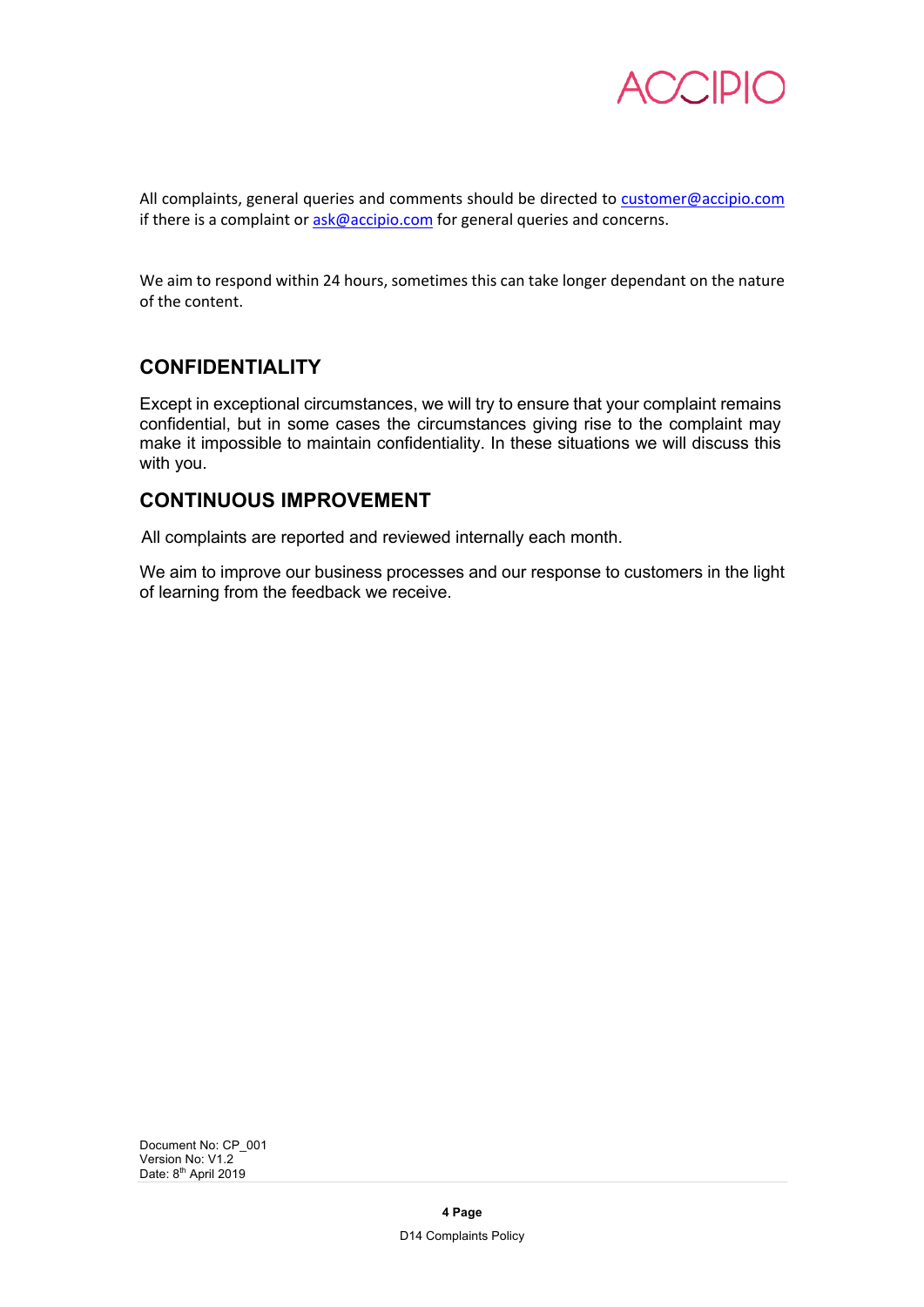All complaints, general queries and comments should be directed to customer@accipio.com if there is a complaint or ask@accipio.com for general queries and concerns.

We aim to respond within 24 hours, sometimes this can take longer dependant on the nature of the content.

## CONFIDENTIALITY

Except in exceptional circumstances, we will try to ensure that your complaint remains confidential, but in some cases the circumstances giving rise to the complaint may make it impossible to maintain confidentiality. In these situations we will discuss this with you.

## CONTINUOUS IMPROVEMENT

All complaints are reported and reviewed internally each month.

We aim to improve our business processes and our response to customers in the light of learning from the feedback we receive.